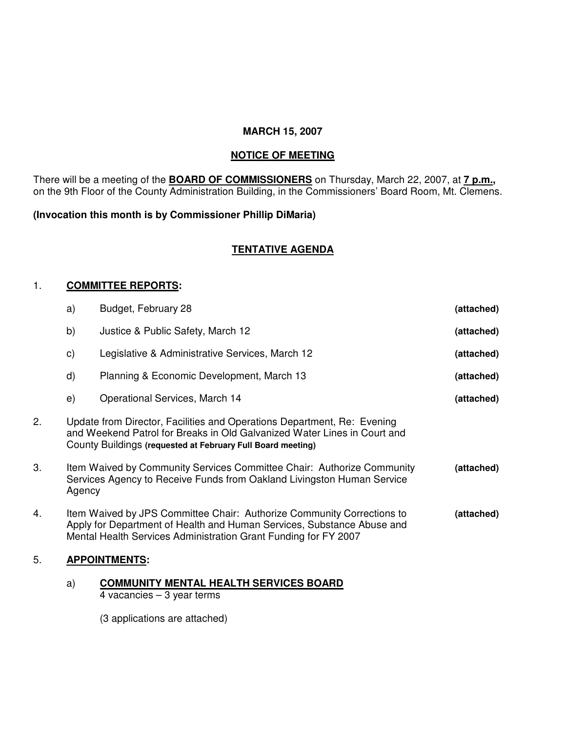**MARCH 15, 2007**

**NOTICE OF MEETING**

There will be a meeting of the **BOARD OF COMMISSIONERS** on Thursday, March 22, 2007, at **7 p.m.,** on the 9th Floor of the County Administration Building, in the Commissioners' Board Room, Mt. Clemens.

**(Invocation this month is by Commissioner Phillip DiMaria)**

**TENTATIVE AGENDA**

1. **COMMITTEE REPORTS:**

   a) Budget, February 28 **(attached)**

   b) Justice & Public Safety, March 12 **(attached)**

   c) Legislative & Administrative Services, March 12 **(attached)**

   d) Planning & Economic Development, March 13 **(attached)**

   e) Operational Services, March 14 **(attached)**

2. Update from Director, Facilities and Operations Department, Re: Evening and Weekend Patrol for Breaks in Old Galvanized Water Lines in Court and County Buildings **(requested at February Full Board meeting)**

3. Item Waived by Community Services Committee Chair: Authorize Community Services Agency to Receive Funds from Oakland Livingston Human Service Agency **(attached)**

4. Item Waived by JPS Committee Chair: Authorize Community Corrections to Apply for Department of Health and Human Services, Substance Abuse and Mental Health Services Administration Grant Funding for FY 2007 **(attached)**

5. **APPOINTMENTS:**

   a) **COMMUNITY MENTAL HEALTH SERVICES BOARD**
   4 vacancies – 3 year terms

   (3 applications are attached)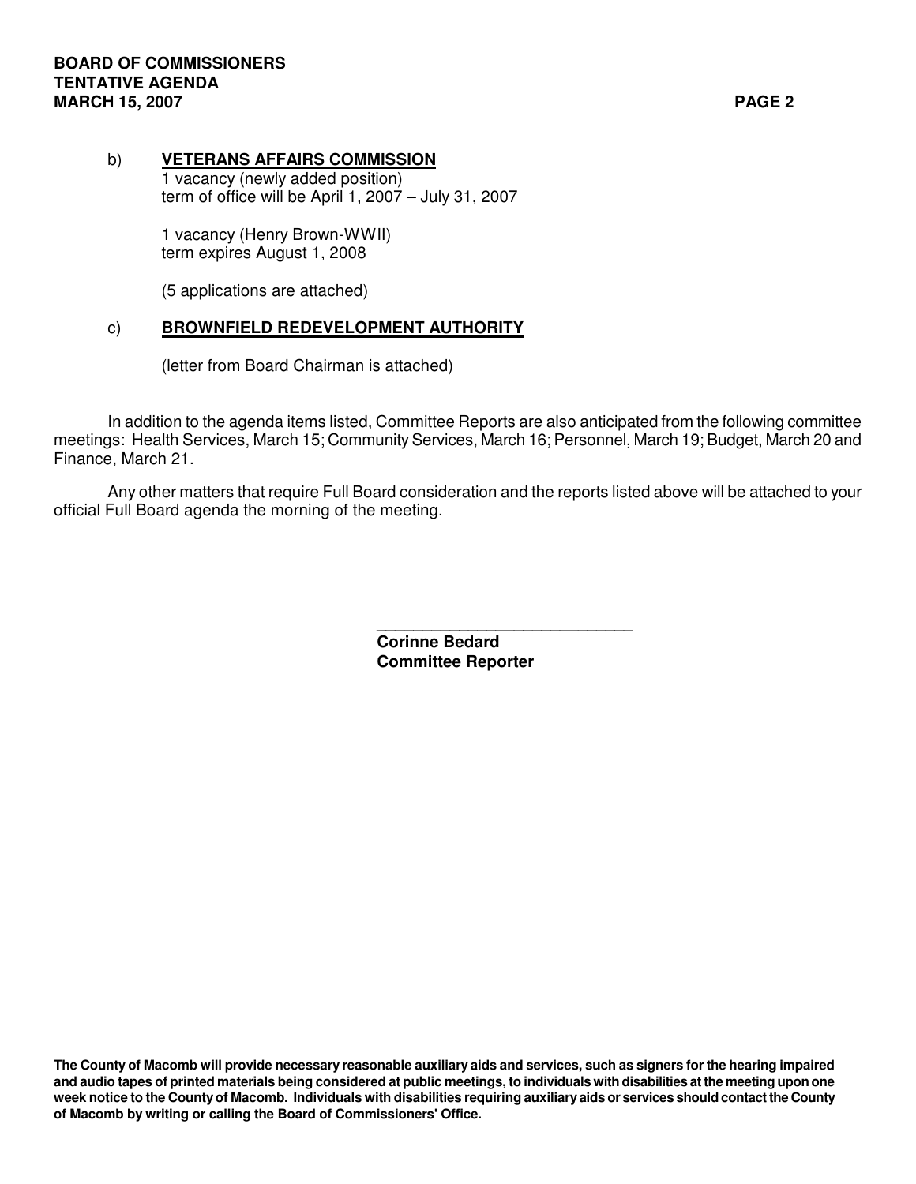b) **VETERANS AFFAIRS COMMISSION**

1 vacancy (newly added position)
term of office will be April 1, 2007 – July 31, 2007

1 vacancy (Henry Brown-WWII)
term expires August 1, 2008

(5 applications are attached)

c) **BROWNFIELD REDEVELOPMENT AUTHORITY**

(letter from Board Chairman is attached)

In addition to the agenda items listed, Committee Reports are also anticipated from the following committee meetings: Health Services, March 15; Community Services, March 16; Personnel, March 19; Budget, March 20 and Finance, March 21.

Any other matters that require Full Board consideration and the reports listed above will be attached to your official Full Board agenda the morning of the meeting.

\_\_\_\_\_\_\_\_\_\_\_\_\_\_\_\_\_\_\_\_\_\_\_\_\_\_\_\_

**Corinne Bedard**
**Committee Reporter**

**The County of Macomb will provide necessary reasonable auxiliary aids and services, such as signers for the hearing impaired and audio tapes of printed materials being considered at public meetings, to individuals with disabilities at the meeting upon one week notice to the County of Macomb. Individuals with disabilities requiring auxiliary aids or services should contact the County of Macomb by writing or calling the Board of Commissioners' Office.**